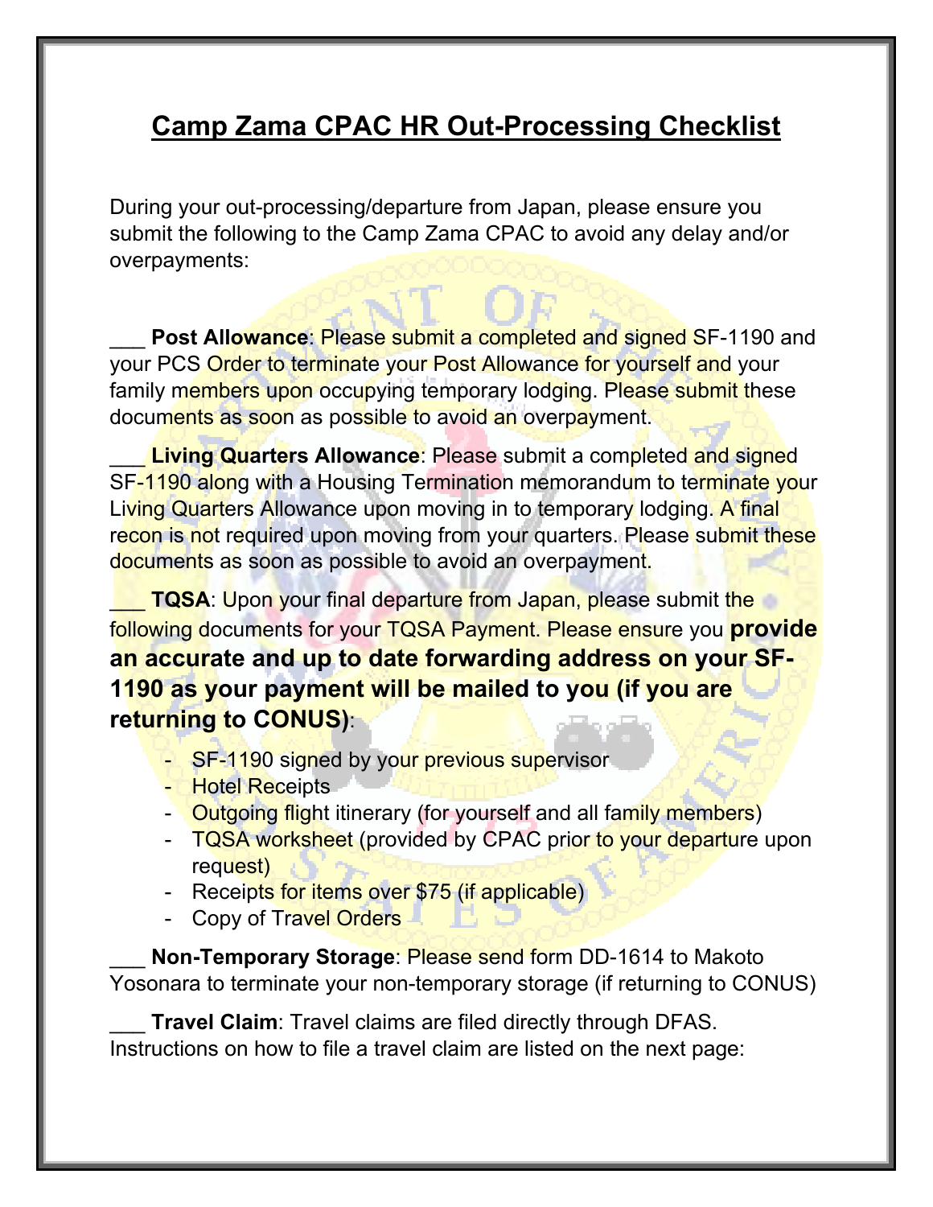# Camp Zama CPAC HR Out-Processing Checklist

During your out-processing/departure from Japan, please ensure you submit the following to the Camp Zama CPAC to avoid any delay and/or overpayments:

___ **Post Allowance**: Please submit a completed and signed SF-1190 and your PCS Order to terminate your Post Allowance for yourself and your family members upon occupying temporary lodging. Please submit these documents as soon as possible to avoid an overpayment.

___ **Living Quarters Allowance**: Please submit a completed and signed SF-1190 along with a Housing Termination memorandum to terminate your Living Quarters Allowance upon moving in to temporary lodging. A final recon is not required upon moving from your quarters. Please submit these documents as soon as possible to avoid an overpayment.

___ **TQSA**: Upon your final departure from Japan, please submit the following documents for your TQSA Payment. Please ensure you **provide an accurate and up to date forwarding address on your SF-1190 as your payment will be mailed to you (if you are returning to CONUS)**:

- SF-1190 signed by your previous supervisor
- Hotel Receipts
- Outgoing flight itinerary (for yourself and all family members)
- TQSA worksheet (provided by CPAC prior to your departure upon request)
- Receipts for items over $75 (if applicable)
- Copy of Travel Orders

___ **Non-Temporary Storage**: Please send form DD-1614 to Makoto Yosonara to terminate your non-temporary storage (if returning to CONUS)

___ **Travel Claim**: Travel claims are filed directly through DFAS. Instructions on how to file a travel claim are listed on the next page: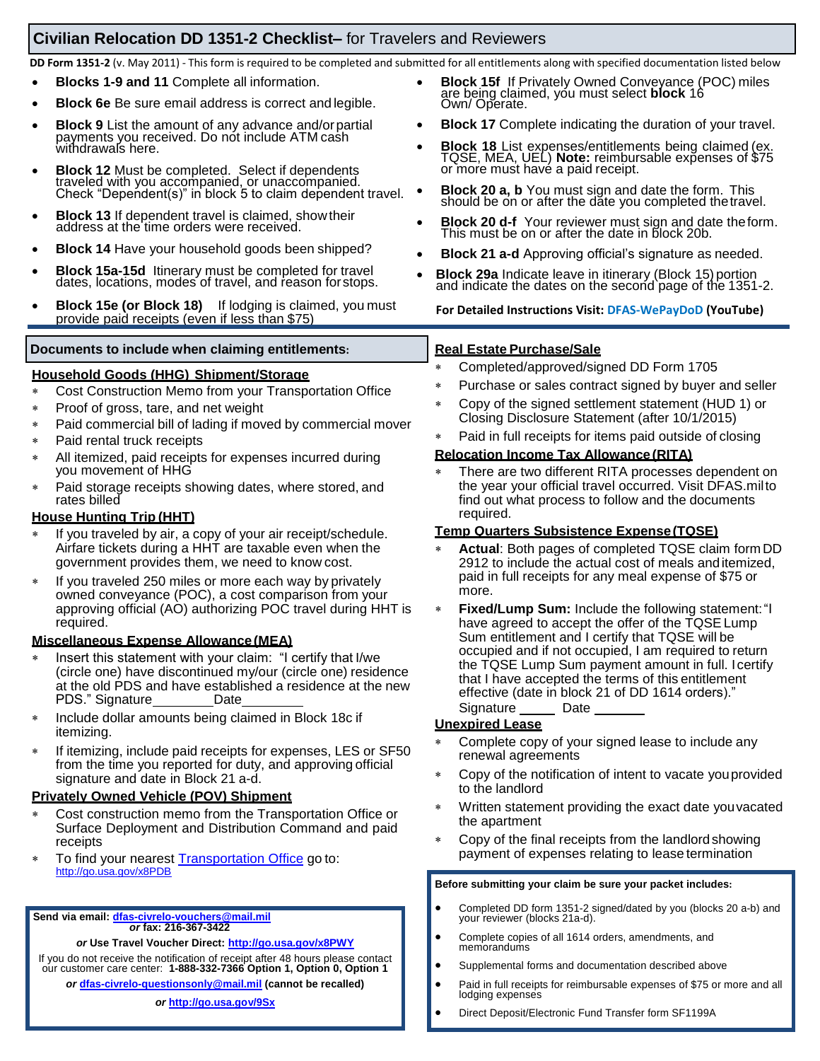## Civilian Relocation DD 1351-2 Checklist– for Travelers and Reviewers

**DD Form 1351-2** (v. May 2011) - This form is required to be completed and submitted for all entitlements along with specified documentation listed below

- **Blocks 1-9 and 11** Complete all information.
- **Block 6e** Be sure email address is correct and legible.
- **Block 9** List the amount of any advance and/or partial payments you received. Do not include ATM cash withdrawals here.
- **Block 12** Must be completed. Select if dependents traveled with you accompanied, or unaccompanied. Check "Dependent(s)" in block 5 to claim dependent travel.
- **Block 13** If dependent travel is claimed, show their address at the time orders were received.
- **Block 14** Have your household goods been shipped?
- **Block 15a-15d** Itinerary must be completed for travel dates, locations, modes of travel, and reason for stops.
- **Block 15e (or Block 18)** If lodging is claimed, you must provide paid receipts (even if less than $75)
- **Block 15f** If Privately Owned Conveyance (POC) miles are being claimed, you must select **block** 16 Own/ Operate.
- **Block 17** Complete indicating the duration of your travel.
- **Block 18** List expenses/entitlements being claimed (ex. TQSE, MEA, UEL) **Note:** reimbursable expenses of $75 or more must have a paid receipt.
- **Block 20 a, b** You must sign and date the form. This should be on or after the date you completed the travel.
- **Block 20 d-f** Your reviewer must sign and date the form. This must be on or after the date in block 20b.
- **Block 21 a-d** Approving official's signature as needed.
- **Block 29a** Indicate leave in itinerary (Block 15) portion and indicate the dates on the second page of the 1351-2.

**For Detailed Instructions Visit: DFAS-WePayDoD (YouTube)**

### Documents to include when claiming entitlements:

**Household Goods (HHG) Shipment/Storage**

- Cost Construction Memo from your Transportation Office
- Proof of gross, tare, and net weight
- Paid commercial bill of lading if moved by commercial mover
- Paid rental truck receipts
- All itemized, paid receipts for expenses incurred during you movement of HHG
- Paid storage receipts showing dates, where stored, and rates billed

**House Hunting Trip (HHT)**

- If you traveled by air, a copy of your air receipt/schedule. Airfare tickets during a HHT are taxable even when the government provides them, we need to know cost.
- If you traveled 250 miles or more each way by privately owned conveyance (POC), a cost comparison from your approving official (AO) authorizing POC travel during HHT is required.

**Miscellaneous Expense Allowance (MEA)**

- Insert this statement with your claim: "I certify that I/we (circle one) have discontinued my/our (circle one) residence at the old PDS and have established a residence at the new PDS." Signature\_\_\_\_\_\_\_\_\_Date\_\_\_\_\_\_\_\_\_
- Include dollar amounts being claimed in Block 18c if itemizing.
- If itemizing, include paid receipts for expenses, LES or SF50 from the time you reported for duty, and approving official signature and date in Block 21 a-d.

**Privately Owned Vehicle (POV) Shipment**

- Cost construction memo from the Transportation Office or Surface Deployment and Distribution Command and paid receipts
- To find your nearest Transportation Office go to: http://go.usa.gov/x8PDB

**Real Estate Purchase/Sale**

- Completed/approved/signed DD Form 1705
- Purchase or sales contract signed by buyer and seller
- Copy of the signed settlement statement (HUD 1) or Closing Disclosure Statement (after 10/1/2015)
- Paid in full receipts for items paid outside of closing

**Relocation Income Tax Allowance (RITA)**

- There are two different RITA processes dependent on the year your official travel occurred. Visit DFAS.mil to find out what process to follow and the documents required.

**Temp Quarters Subsistence Expense (TQSE)**

- **Actual**: Both pages of completed TQSE claim form DD 2912 to include the actual cost of meals and itemized, paid in full receipts for any meal expense of $75 or more.
- **Fixed/Lump Sum:** Include the following statement: "I have agreed to accept the offer of the TQSE Lump Sum entitlement and I certify that TQSE will be occupied and if not occupied, I am required to return the TQSE Lump Sum payment amount in full. I certify that I have accepted the terms of this entitlement effective (date in block 21 of DD 1614 orders)." Signature \_\_\_\_\_ Date \_\_\_\_\_\_\_

**Unexpired Lease**

- Complete copy of your signed lease to include any renewal agreements
- Copy of the notification of intent to vacate you provided to the landlord
- Written statement providing the exact date you vacated the apartment
- Copy of the final receipts from the landlord showing payment of expenses relating to lease termination

**Send via email: dfas-civrelo-vouchers@mail.mil**
***or* fax: 216-367-3422**

***or* Use Travel Voucher Direct: http://go.usa.gov/x8PWY**

If you do not receive the notification of receipt after 48 hours please contact our customer care center: **1-888-332-7366 Option 1, Option 0, Option 1**

***or* dfas-civrelo-questionsonly@mail.mil (cannot be recalled)**

***or* http://go.usa.gov/9Sx**

**Before submitting your claim be sure your packet includes:**

- Completed DD form 1351-2 signed/dated by you (blocks 20 a-b) and your reviewer (blocks 21a-d).
- Complete copies of all 1614 orders, amendments, and memorandums
- Supplemental forms and documentation described above
- Paid in full receipts for reimbursable expenses of $75 or more and all lodging expenses
- Direct Deposit/Electronic Fund Transfer form SF1199A